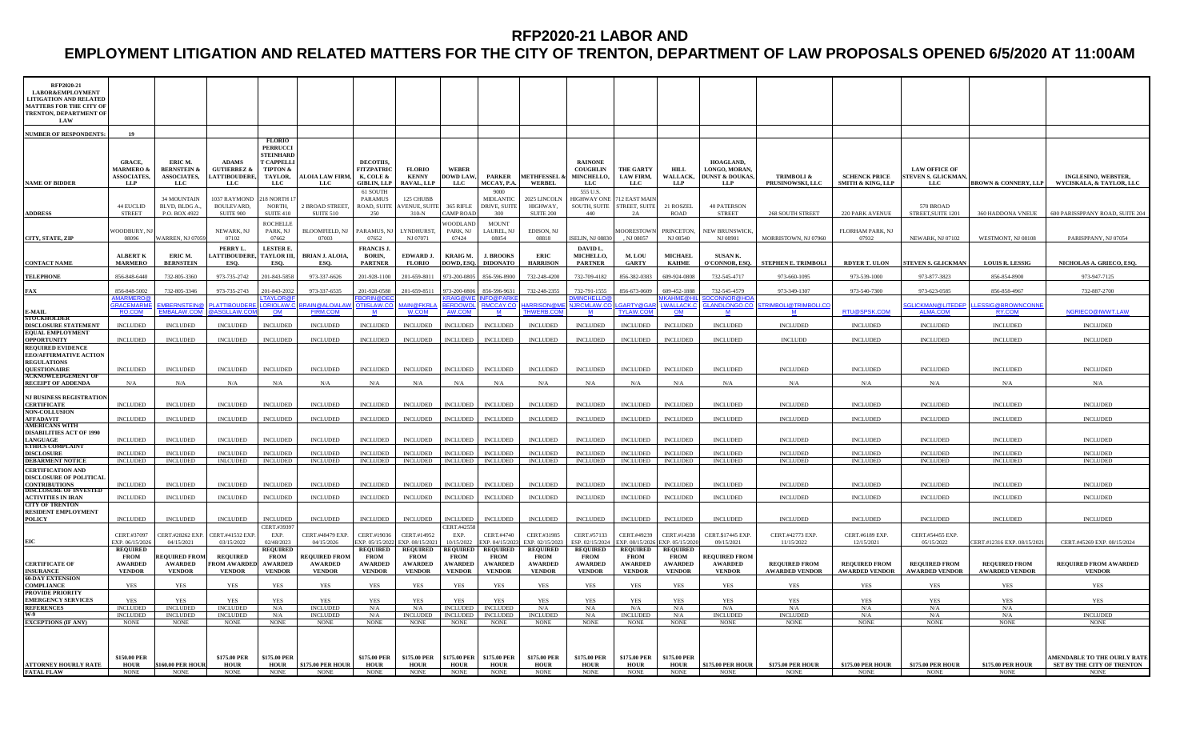# RFP2020-21 LABOR AND

# EMPLOYMENT LITIGATION AND RELATED MATTERS FOR THE CITY OF TRENTON, DEPARTMENT OF LAW PROPOSALS OPENED 6/5/2020 AT 11:00AM

| RFP2020-21 LABOR&EMPLOYMENT LITIGATION AND RELATED MATTERS FOR THE CITY OF TRENTON, DEPARTMENT OF LAW | | | | | | | | | | | | | | | | | | | | |
|---|---|---|---|---|---|---|---|---|---|---|---|---|---|---|---|---|---|---|---|---|
| NUMBER OF RESPONDENTS: | 19 | | | | | | | | | | | | | | | | | | | |
| NAME OF BIDDER | GRACE, MARMERO & ASSOCIATES, LLP | ERIC M. BERNSTEIN & ASSOCIATES, LLC | ADAMS GUTIERREZ & LATTIBOUDERE, LLC | FLORIO PERRUCCI STEINHARDT CAPPELLI TIPTON & TAYLOR, LLC | ALOIA LAW FIRM, LLC | DECOTIIS, FITZPATRICK, COLE & GIBLIN, LLP | FLORIO KENNY RAVAL, LLP | WEBER DOWD LAW, LLC | PARKER MCCAY, P.A. | METHFESSEL & WERBEL | RAINONE COUGHLIN MINCHELLO, LLC | THE GARTY LAW FIRM, LLC | HILL WALLACK, LLP | HOAGLAND, LONGO, MORAN, DUNST & DOUKAS, LLP | TRIMBOLI & PRUSINOWSKI, LLC | SCHENCK PRICE SMITH & KING, LLP | LAW OFFICE OF STEVEN S. GLICKMAN, LLC | BROWN & CONNERY, LLP | INGLESINO, WEBSTER, WYCISKALA, & TAYLOR, LLC |
| ADDRESS | 44 EUCLID STREET | 34 MOUNTAIN BLVD, BLDG A., P.O. BOX 4922 | 1037 RAYMOND BOULEVARD, SUITE 900 | 218 NORTH 17 NORTH, SUITE 410 | 2 BROAD STREET, SUITE 510 | 61 SOUTH PARAMUS ROAD, SUITE 250 | 125 CHUBB AVENUE, SUITE 310-N | 365 RIFLE CAMP ROAD | 9000 MIDLANTIC DRIVE, SUITE 300 | 2025 LINCOLN HIGHWAY, SUITE 200 | 555 U.S. HIGHWAY ONE SOUTH, SUITE 440 | 712 EAST MAIN STREET, SUITE 2A | 21 ROSZEL ROAD | 40 PATERSON STREET | 268 SOUTH STREET | 220 PARK AVENUE | 570 BROAD STREET,SUITE 1201 | 360 HADDONA VNEUE | 600 PARISSPPANY ROAD, SUITE 204 |
| CITY, STATE, ZIP | WOODBURY, NJ 08096 | WARREN, NJ 07059 | NEWARK, NJ 07102 | ROCHELLE PARK, NJ 07662 | BLOOMFIELD, NJ 07003 | PARAMUS, NJ 07652 | LYNDHURST, NJ 07071 | WOODLAND PARK, NJ 07424 | MOUNT LAUREL, NJ 08054 | EDISON, NJ 08818 | ISELIN, NJ 08830 | MOORESTOWN, NJ 08057 | PRINCETON, NJ 08540 | NEW BRUNSWICK, NJ 08901 | MORRISTOWN, NJ 07960 | FLORHAM PARK, NJ 07932 | NEWARK, NJ 07102 | WESTMONT, NJ 08108 | PARISPPANY, NJ 07054 |
| CONTACT NAME | ALBERT K MARMERO | ERIC M. BERNSTEIN | PERRY L. LATTIBOUDERE, ESQ. | LESTER E. TAYLOR III, ESQ. | BRIAN J. ALOIA, ESQ. | FRANCIS J. BORIN, PARTNER | EDWARD J. FLORIO | KRAIG M. DOWD, ESQ. | J. BROOKS DIDONATO | ERIC HARRISON | DAVID L. MICHELLO, PARTNER | M. LOU GARTY | MICHAEL KAHME | SUSAN K. O'CONNOR, ESQ. | STEPHEN E. TRIMBOLI | RDYER T. ULON | STEVEN S. GLICKMAN | LOUIS R. LESSIG | NICHOLAS A. GRIECO, ESQ. |
| TELEPHONE | 856-848-6440 | 732-805-3360 | 973-735-2742 | 201-843-5858 | 973-337-6626 | 201-928-1100 | 201-659-8011 | 973-200-0805 | 856-596-8900 | 732-248-4200 | 732-709-4182 | 856-382-0383 | 609-924-0808 | 732-545-4717 | 973-660-1095 | 973-539-1000 | 973-877-3823 | 856-854-8900 | 973-947-7125 |
| FAX | 856-848-5002 | 732-805-3346 | 973-735-2743 | 201-843-2032 | 973-337-6535 | 201-928-0588 | 201-659-8511 | 973-200-0806 | 856-596-9631 | 732-248-2355 | 732-791-1555 | 856-673-0609 | 609-452-1888 | 732-545-4579 | 973-349-1307 | 973-540-7300 | 973-623-0585 | 856-858-4967 | 732-887-2700 |
| E-MAIL | AMARMERO@GRACEMARMERO.COM | EMBERNSTEIN@EMBALAW.COM | PLATTIBOUDERE@ASGLLAW.COM | LTAYLOR@FLORIOLAW.COM | BRAIN@ALOIALAWFIRM.COM | FBORIN@DECOTIISLAW.COM | MAIN@FKRLAW.COM | KRAIG@WEBERDOWDLAW.COM | INFO@PARKERMCCAY.COM | HARRISON@METHWERB.COM | DMINCHELLO@NJRCMLAW.COM | LGARTY@GARTYLAW.COM | MKAHME@HILLWALLACK.COM | SOCONNOR@HOAGLANDLONGO.COM | STRIMBOLI@TRIMBOLI.COM | RTU@SPSK.COM | SGLICKMAN@LITEDEPALMA.COM | LLESSIG@BROWNCONNERY.COM | NGRIECO@IWWT.LAW |
| STOCKHOLDER DISCLOSURE STATEMENT | INCLUDED | INCLUDED | INCLUDED | INCLUDED | INCLUDED | INCLUDED | INCLUDED | INCLUDED | INCLUDED | INCLUDED | INCLUDED | INCLUDED | INCLUDED | INCLUDED | INCLUDED | INCLUDED | INCLUDED | INCLUDED | INCLUDED |
| EQUAL EMPLOYMENT OPPORTUNITY | INCLUDED | INCLUDED | INCLUDED | INCLUDED | INCLUDED | INCLUDED | INCLUDED | INCLUDED | INCLUDED | INCLUDED | INCLUDED | INCLUDED | INCLUDED | INCLUDED | INCLUDD | INCLUDED | INCLUDED | INCLUDED | INCLUDED |
| REQUIRED EVIDENCE EEO/AFFIRMATIVE ACTION REGULATIONS QUESTIONAIRE | INCLUDED | INCLUDED | INCLUDED | INCLUDED | INCLUDED | INCLUDED | INCLUDED | INCLUDED | INCLUDED | INCLUDED | INCLUDED | INCLUDED | INCLUDED | INCLUDED | INCLUDED | INCLUDED | INCLUDED | INCLUDED | INCLUDED |
| ACKNOWLEDGEMENT OF RECEIPT OF ADDENDA | N/A | N/A | N/A | N/A | N/A | N/A | N/A | N/A | N/A | N/A | N/A | N/A | N/A | N/A | N/A | N/A | N/A | N/A | N/A |
| NJ BUSINESS REGISTRATION CERTIFICATE | INCLUDED | INCLUDED | INCLUDED | INCLUDED | INCLUDED | INCLUDED | INCLUDED | INCLUDED | INCLUDED | INCLUDED | INCLUDED | INCLUDED | INCLUDED | INCLUDED | INCLUDED | INCLUDED | INCLUDED | INCLUDED | INCLUDED |
| NON-COLLUSION AFFADAVIT | INCLUDED | INCLUDED | INCLUDED | INCLUDED | INCLUDED | INCLUDED | INCLUDED | INCLUDED | INCLUDED | INCLUDED | INCLUDED | INCLUDED | INCLUDED | INCLUDED | INCLUDED | INCLUDED | INCLUDED | INCLUDED | INCLUDED |
| AMERICANS WITH DISABILITIES ACT OF 1990 LANGUAGE | INCLUDED | INCLUDED | INCLUDED | INCLUDED | INCLUDED | INCLUDED | INCLUDED | INCLUDED | INCLUDED | INCLUDED | INCLUDED | INCLUDED | INCLUDED | INCLUDED | INCLUDED | INCLUDED | INCLUDED | INCLUDED | INCLUDED |
| ETHICS COMPLAINT DISCLOSURE | INCLUDED | INCLUDED | INCLUDED | INCLUDED | INCLUDED | INCLUDED | INCLUDED | INCLUDED | INCLUDED | INCLUDED | INCLUDED | INCLUDED | INCLUDED | INCLUDED | INCLUDED | INCLUDED | INCLUDED | INCLUDED | INCLUDED |
| DEBARMENT NOTICE | INCLUDED | INCLUDED | INLCUDED | INCLUDED | INCLUDED | INCLUDED | INCLUDED | INCLUDED | INCLUDED | INCLUDED | INCLUDED | INCLUDED | INCLUDED | INCLUDED | INCLUDED | INCLUDED | INCLUDED | INCLUDED | INCLUDED |
| CERTIFICATION AND DISCLOSURE OF POLITICAL CONTRIBUTIONS | INCLUDED | INCLUDED | INCLUDED | INCLUDED | INCLUDED | INCLUDED | INCLUDED | INCLUDED | INCLUDED | INCLUDED | INCLUDED | INCLUDED | INCLUDED | INCLUDED | INCLUDED | INCLUDED | INCLUDED | INCLUDED | INCLUDED |
| DISCLOSURE OF INVESTED ACTIVITIES IN IRAN | INCLUDED | INCLUDED | INCLUDED | INCLUDED | INCLUDED | INCLUDED | INCLUDED | INCLUDED | INCLUDED | INCLUDED | INCLUDED | INCLUDED | INCLUDED | INCLUDED | INCLUDED | INCLUDED | INCLUDED | INCLUDED | INCLUDED |
| CITY OF TRENTON RESIDENT EMPLOYMENT POLICY | INCLUDED | INCLUDED | INCLUDED | INCLUDED | INCLUDED | INCLUDED | INCLUDED | INCLUDED | INCLUDED | INCLUDED | INCLUDED | INCLUDED | INCLUDED | INCLUDED | INCLUDED | INCLUDED | INCLUDED | INCLUDED | INCLUDED |
| EIC | CERT.#37097 EXP. 06/15/2026 | CERT.#28262 EXP. 04/15/2021 | CERT.#41532 EXP. 03/15/2022 | CERT.#39397 EXP. 02/48/2023 | CERT.#48479 EXP. 04/15/2026 | CERT.#19036 EXP. 05/15/2022 | CERT.#14952 EXP. 08/15/2021 | CERT.#42558 EXP. 10/15/2022 | CERT.#4740 EXP. 04/15/2023 | CERT.#31985 EXP. 02/15/2023 | CERT.#57133 EXP. 02/15/2024 | CERT.#49239 EXP. 08/15/2026 | CERT.#14238 EXP. 05/15/2020 | CERT.#17445 EXP. 09/15/2021 | CERT.#42773 EXP. 11/15/2022 | CERT.#6189 EXP. 12/15/2021 | CERT.#54455 EXP. 05/15/2022 | CERT.#12316 EXP. 08/15/2021 | CERT.#45269 EXP. 08/15/2024 |
| CERTIFICATE OF INSURANCE | REQUIRED FROM AWARDED VENDOR | REQUIRED FROM AWARDED VENDOR | REQUIRED FROM AWARDED VENDOR | REQUIRED FROM AWARDED VENDOR | REQUIRED FROM AWARDED VENDOR | REQUIRED FROM AWARDED VENDOR | REQUIRED FROM AWARDED VENDOR | REQUIRED FROM AWARDED VENDOR | REQUIRED FROM AWARDED VENDOR | REQUIRED FROM AWARDED VENDOR | REQUIRED FROM AWARDED VENDOR | REQUIRED FROM AWARDED VENDOR | REQUIRED FROM AWARDED VENDOR | REQUIRED FROM AWARDED VENDOR | REQUIRED FROM AWARDED VENDOR | REQUIRED FROM AWARDED VENDOR | REQUIRED FROM AWARDED VENDOR | REQUIRED FROM AWARDED VENDOR | REQUIRED FROM AWARDED VENDOR |
| 60-DAY EXTENSION COMPLIANCE | YES | YES | YES | YES | YES | YES | YES | YES | YES | YES | YES | YES | YES | YES | YES | YES | YES | YES | YES |
| PROVIDE PRIORITY EMERGENCY SERVICES | YES | YES | YES | YES | YES | YES | YES | YES | YES | YES | YES | YES | YES | YES | YES | YES | YES | YES | YES |
| REFERENCES | INCLUDED | INCLUDED | INCLUDED | N/A | INCLUDED | N/A | N/A | INCLUDED | INCLUDED | N/A | N/A | N/A | N/A | N/A | N/A | N/A | N/A | N/A | N/A |
| W-9 | INCLUDED | INCLUDED | INCLUDED | N/A | INCLUDED | N/A | INCLUDED | INCLUDED | INCLUDED | INCLUDED | N/A | INCLUDED | N/A | INCLUDED | INCLUDED | N/A | N/A | N/A | INCLUDED |
| EXCEPTIONS (IF ANY) | NONE | NONE | NONE | NONE | NONE | NONE | NONE | NONE | NONE | NONE | NONE | NONE | NONE | NONE | NONE | NONE | NONE | NONE | NONE |
| ATTORNEY HOURLY RATE | $150.00 PER HOUR | $160.00 PER HOUR | $175.00 PER HOUR | $175.00 PER HOUR | $175.00 PER HOUR | $175.00 PER HOUR | $175.00 PER HOUR | $175.00 PER HOUR | $175.00 PER HOUR | $175.00 PER HOUR | $175.00 PER HOUR | $175.00 PER HOUR | $175.00 PER HOUR | $175.00 PER HOUR | $175.00 PER HOUR | $175.00 PER HOUR | $175.00 PER HOUR | $175.00 PER HOUR | AMENDABLE TO THE OURLY RATE SET BY THE CITY OF TRENTON |
| FATAL FLAW | NONE | NONE | NONE | NONE | NONE | NONE | NONE | NONE | NONE | NONE | NONE | NONE | NONE | NONE | NONE | NONE | NONE | NONE | NONE |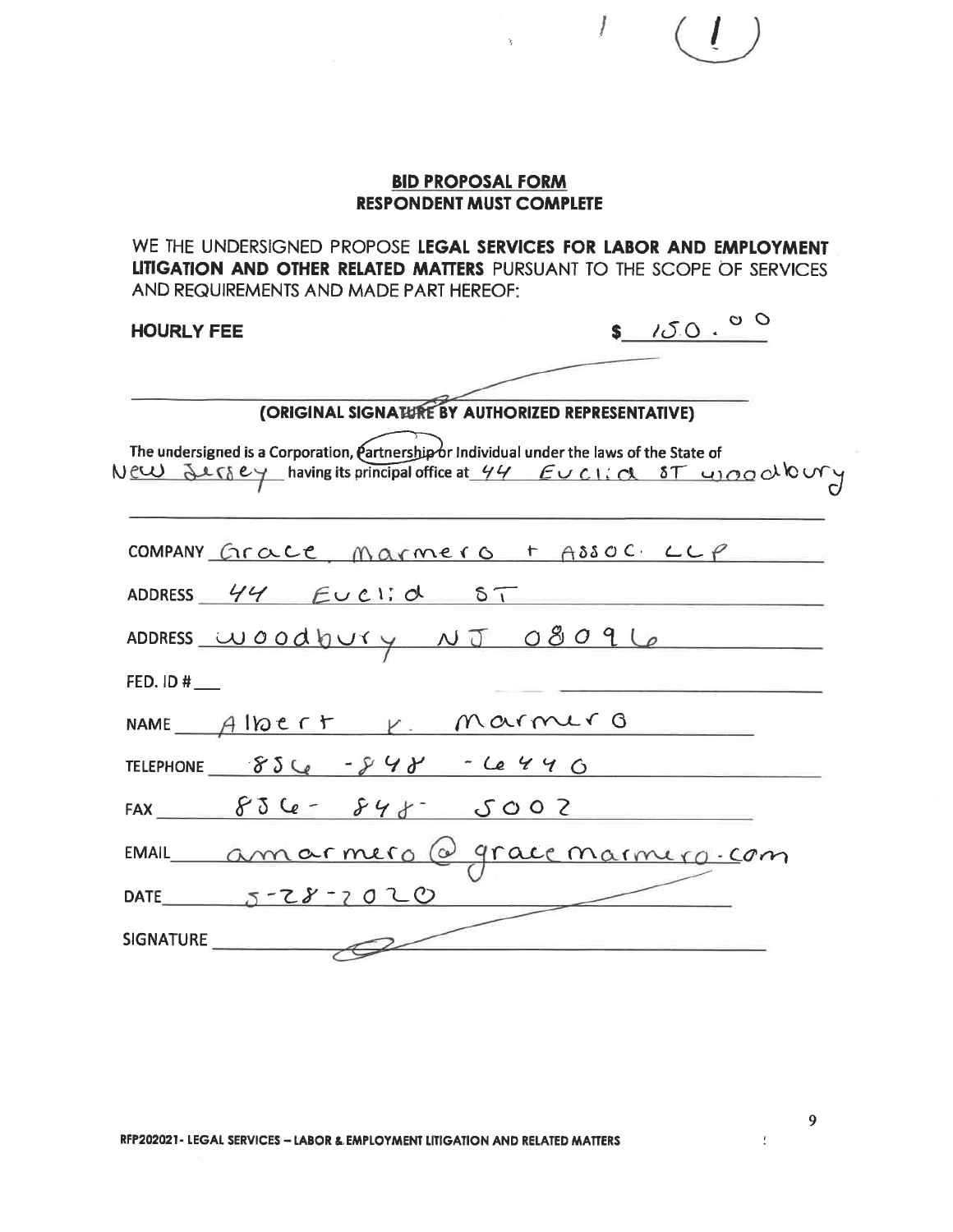(1)

## BID PROPOSAL FORM
## RESPONDENT MUST COMPLETE

WE THE UNDERSIGNED PROPOSE **LEGAL SERVICES FOR LABOR AND EMPLOYMENT LITIGATION AND OTHER RELATED MATTERS** PURSUANT TO THE SCOPE OF SERVICES AND REQUIREMENTS AND MADE PART HEREOF:

**HOURLY FEE** $ 150.00

**(ORIGINAL SIGNATURE BY AUTHORIZED REPRESENTATIVE)**

The undersigned is a Corporation, Partnership or Individual under the laws of the State of New Jersey having its principal office at 44 Euclid ST woodbury

COMPANY Grace Marmero + Assoc. LLP

ADDRESS 44 Euclid ST

ADDRESS woodbury NJ 08096

FED. ID # ___

NAME Albert K. Marmero

TELEPHONE 856-848-6440

FAX 856-848-5002

EMAIL amarmero@gracemarmero.com

DATE 5-28-2020

SIGNATURE

RFP202021- LEGAL SERVICES – LABOR & EMPLOYMENT LITIGATION AND RELATED MATTERS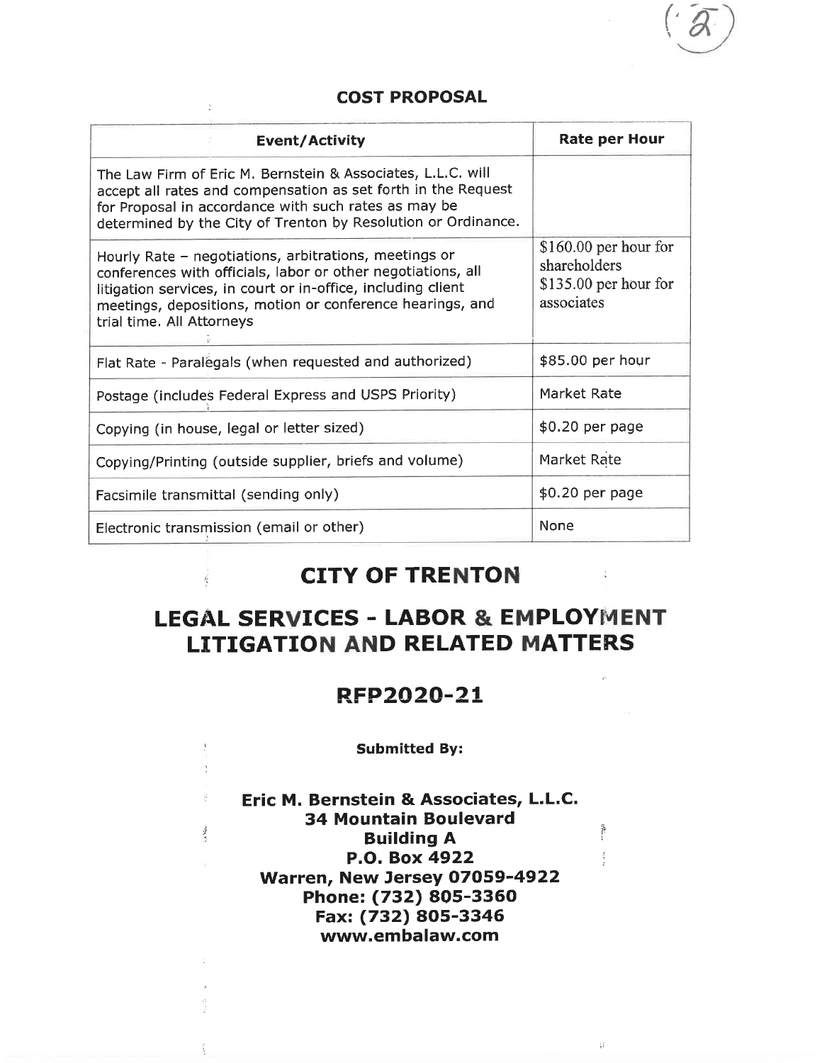## COST PROPOSAL

| Event/Activity | Rate per Hour |
| --- | --- |
| The Law Firm of Eric M. Bernstein & Associates, L.L.C. will accept all rates and compensation as set forth in the Request for Proposal in accordance with such rates as may be determined by the City of Trenton by Resolution or Ordinance. | |
| Hourly Rate – negotiations, arbitrations, meetings or conferences with officials, labor or other negotiations, all litigation services, in court or in-office, including client meetings, depositions, motion or conference hearings, and trial time. All Attorneys | $160.00 per hour for shareholders<br>$135.00 per hour for associates |
| Flat Rate - Paralegals (when requested and authorized) | $85.00 per hour |
| Postage (includes Federal Express and USPS Priority) | Market Rate |
| Copying (in house, legal or letter sized) | $0.20 per page |
| Copying/Printing (outside supplier, briefs and volume) | Market Rate |
| Facsimile transmittal (sending only) | $0.20 per page |
| Electronic transmission (email or other) | None |

# CITY OF TRENTON

# LEGAL SERVICES - LABOR & EMPLOYMENT LITIGATION AND RELATED MATTERS

## RFP2020-21

**Submitted By:**

**Eric M. Bernstein & Associates, L.L.C.**
**34 Mountain Boulevard**
**Building A**
**P.O. Box 4922**
**Warren, New Jersey 07059-4922**
**Phone: (732) 805-3360**
**Fax: (732) 805-3346**
**www.embalaw.com**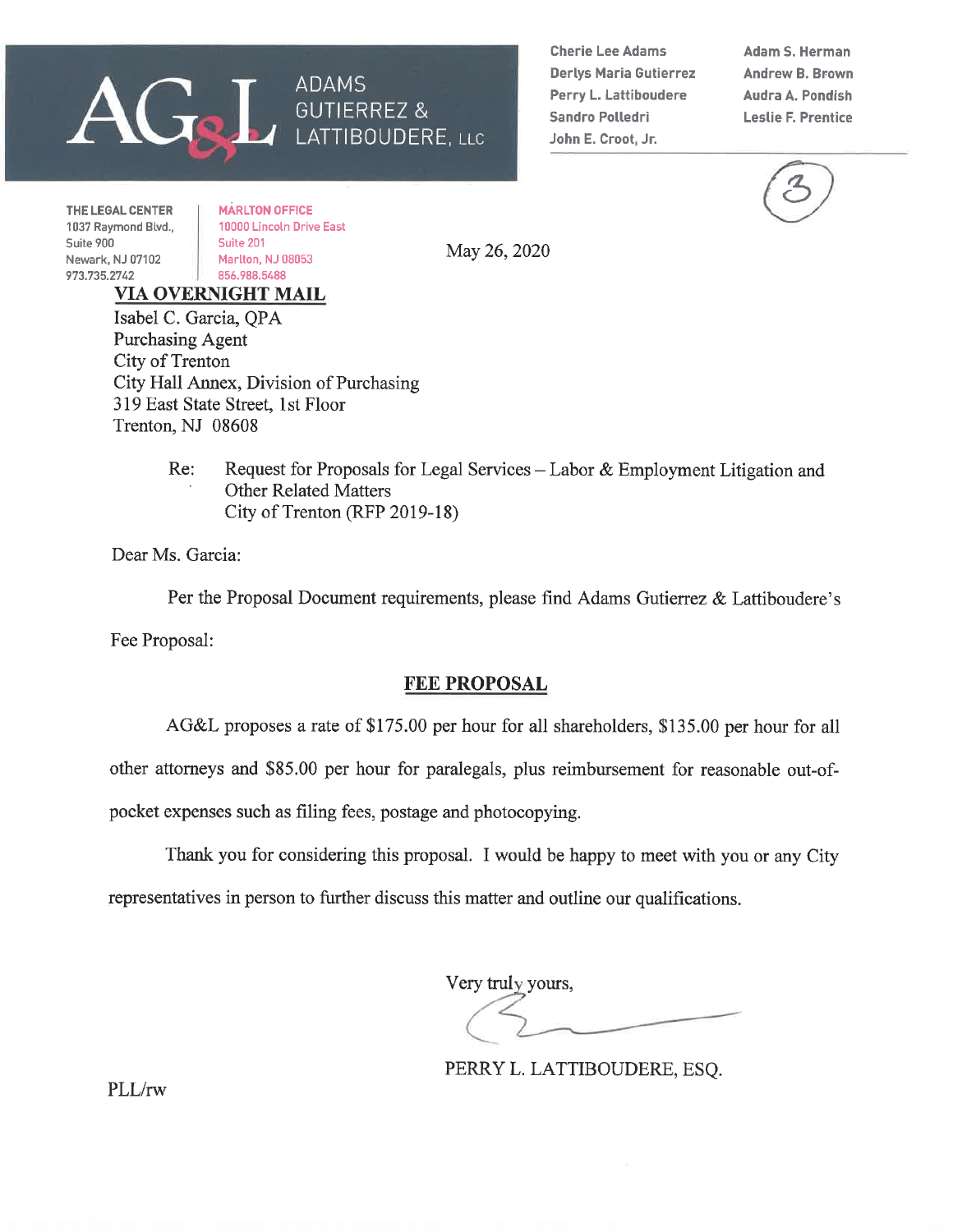# ADAMS GUTIERREZ & LATTIBOUDERE, LLC

Cherie Lee Adams
Derlys Maria Gutierrez
Perry L. Lattiboudere
Sandro Polledri
John E. Croot, Jr.

Adam S. Herman
Andrew B. Brown
Audra A. Pondish
Leslie F. Prentice

(3)

**THE LEGAL CENTER**
1037 Raymond Blvd.,
Suite 900
Newark, NJ 07102
973.735.2742

**MARLTON OFFICE**
10000 Lincoln Drive East
Suite 201
Marlton, NJ 08053
856.988.5488

May 26, 2020

**VIA OVERNIGHT MAIL**

Isabel C. Garcia, QPA
Purchasing Agent
City of Trenton
City Hall Annex, Division of Purchasing
319 East State Street, 1st Floor
Trenton, NJ 08608

Re: Request for Proposals for Legal Services – Labor & Employment Litigation and Other Related Matters
City of Trenton (RFP 2019-18)

Dear Ms. Garcia:

Per the Proposal Document requirements, please find Adams Gutierrez & Lattiboudere's Fee Proposal:

**FEE PROPOSAL**

AG&L proposes a rate of $175.00 per hour for all shareholders, $135.00 per hour for all other attorneys and $85.00 per hour for paralegals, plus reimbursement for reasonable out-of-pocket expenses such as filing fees, postage and photocopying.

Thank you for considering this proposal. I would be happy to meet with you or any City representatives in person to further discuss this matter and outline our qualifications.

Very truly yours,

PERRY L. LATTIBOUDERE, ESQ.

PLL/rw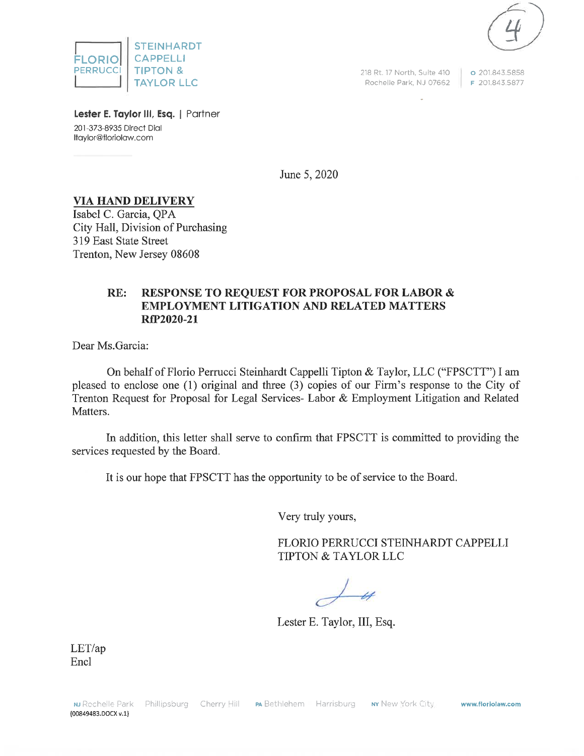FLORIO PERRUCCI | STEINHARDT CAPPELLI TIPTON & TAYLOR LLC

218 Rt. 17 North, Suite 410
Rochelle Park, NJ 07662

O 201.843.5858
F 201.843.5877

**Lester E. Taylor III, Esq.** | Partner
201-373-8935 Direct Dial
ltaylor@floriolaw.com

June 5, 2020

**VIA HAND DELIVERY**
Isabel C. Garcia, QPA
City Hall, Division of Purchasing
319 East State Street
Trenton, New Jersey 08608

**RE: RESPONSE TO REQUEST FOR PROPOSAL FOR LABOR & EMPLOYMENT LITIGATION AND RELATED MATTERS RfP2020-21**

Dear Ms.Garcia:

On behalf of Florio Perrucci Steinhardt Cappelli Tipton & Taylor, LLC ("FPSCTT") I am pleased to enclose one (1) original and three (3) copies of our Firm's response to the City of Trenton Request for Proposal for Legal Services- Labor & Employment Litigation and Related Matters.

In addition, this letter shall serve to confirm that FPSCTT is committed to providing the services requested by the Board.

It is our hope that FPSCTT has the opportunity to be of service to the Board.

Very truly yours,

FLORIO PERRUCCI STEINHARDT CAPPELLI TIPTON & TAYLOR LLC

Lester E. Taylor, III, Esq.

LET/ap
Encl

NJ Rochelle Park Phillipsburg Cherry Hill PA Bethlehem Harrisburg NY New York City www.floriolaw.com
{00849483.DOCX v.1}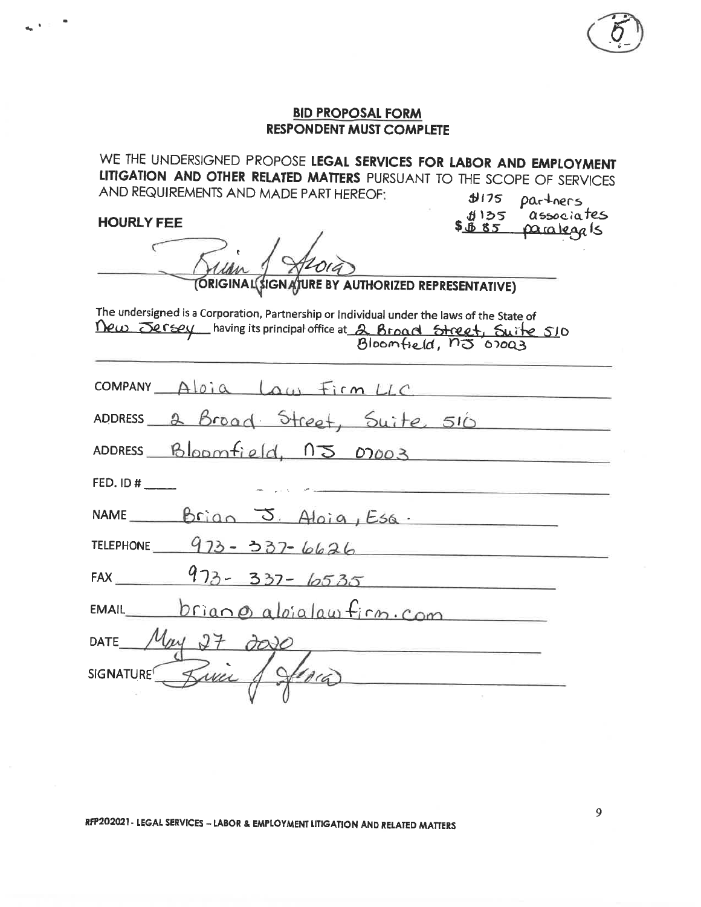## BID PROPOSAL FORM
## RESPONDENT MUST COMPLETE

WE THE UNDERSIGNED PROPOSE **LEGAL SERVICES FOR LABOR AND EMPLOYMENT LITIGATION AND OTHER RELATED MATTERS** PURSUANT TO THE SCOPE OF SERVICES AND REQUIREMENTS AND MADE PART HEREOF:

**HOURLY FEE** $175 partners
$135 associates
$85 paralegals

Brian J. Aloia

**(ORIGINAL SIGNATURE BY AUTHORIZED REPRESENTATIVE)**

The undersigned is a Corporation, Partnership or Individual under the laws of the State of New Jersey having its principal office at 2 Broad Street, Suite 510 Bloomfield, NJ 07003

COMPANY Aloia Law Firm LLC

ADDRESS 2 Broad Street, Suite 510

ADDRESS Bloomfield, NJ 07003

FED. ID # ____

NAME Brian J. Aloia, Esq.

TELEPHONE 973-337-6626

FAX 973-337-6535

EMAIL brian@aloialawfirm.com

DATE May 27 2020

SIGNATURE Brian J. Aloia

RFP202021- LEGAL SERVICES – LABOR & EMPLOYMENT LITIGATION AND RELATED MATTERS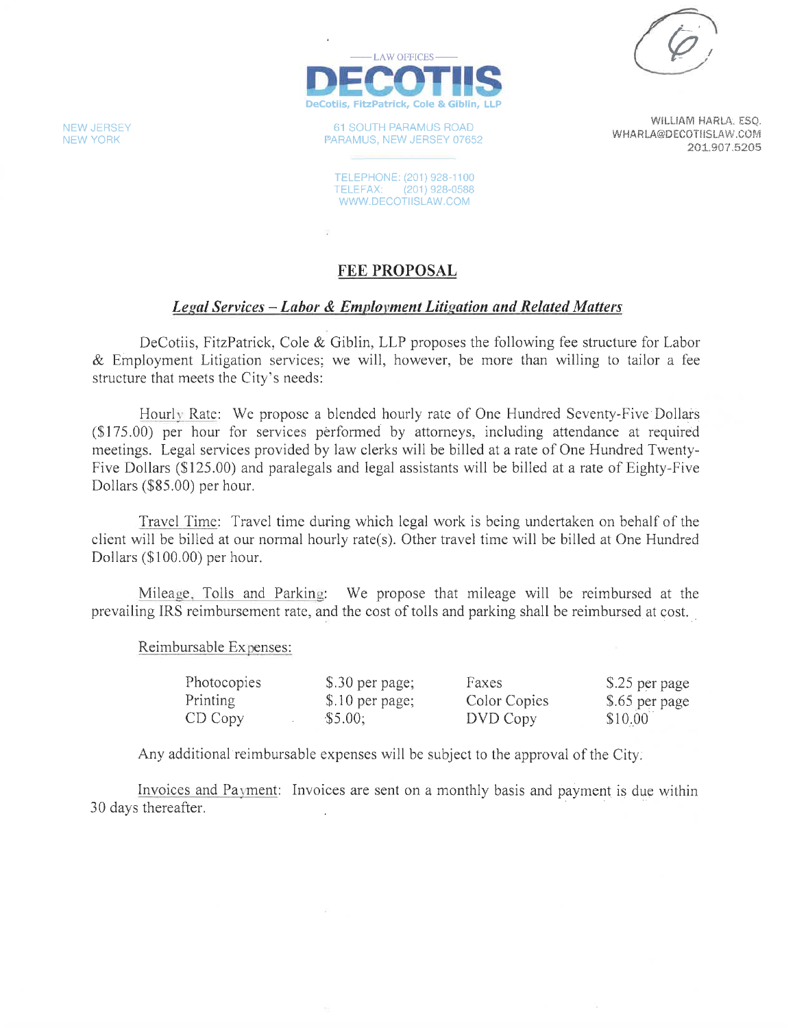LAW OFFICES

**DECOTIIS**

DeCotiis, FitzPatrick, Cole & Giblin, LLP

NEW JERSEY
NEW YORK

61 SOUTH PARAMUS ROAD
PARAMUS, NEW JERSEY 07652

TELEPHONE: (201) 928-1100
TELEFAX: (201) 928-0588
WWW.DECOTIISLAW.COM

WILLIAM HARLA, ESQ.
WHARLA@DECOTIISLAW.COM
201.907.5205

## FEE PROPOSAL

### *Legal Services – Labor & Employment Litigation and Related Matters*

DeCotiis, FitzPatrick, Cole & Giblin, LLP proposes the following fee structure for Labor & Employment Litigation services; we will, however, be more than willing to tailor a fee structure that meets the City's needs:

Hourly Rate: We propose a blended hourly rate of One Hundred Seventy-Five Dollars ($175.00) per hour for services performed by attorneys, including attendance at required meetings. Legal services provided by law clerks will be billed at a rate of One Hundred Twenty-Five Dollars ($125.00) and paralegals and legal assistants will be billed at a rate of Eighty-Five Dollars ($85.00) per hour.

Travel Time: Travel time during which legal work is being undertaken on behalf of the client will be billed at our normal hourly rate(s). Other travel time will be billed at One Hundred Dollars ($100.00) per hour.

Mileage, Tolls and Parking: We propose that mileage will be reimbursed at the prevailing IRS reimbursement rate, and the cost of tolls and parking shall be reimbursed at cost.

Reimbursable Expenses:

| | | | |
|---|---|---|---|
| Photocopies | $.30 per page; | Faxes | $.25 per page |
| Printing | $.10 per page; | Color Copies | $.65 per page |
| CD Copy | $5.00; | DVD Copy | $10.00 |

Any additional reimbursable expenses will be subject to the approval of the City.

Invoices and Payment: Invoices are sent on a monthly basis and payment is due within 30 days thereafter.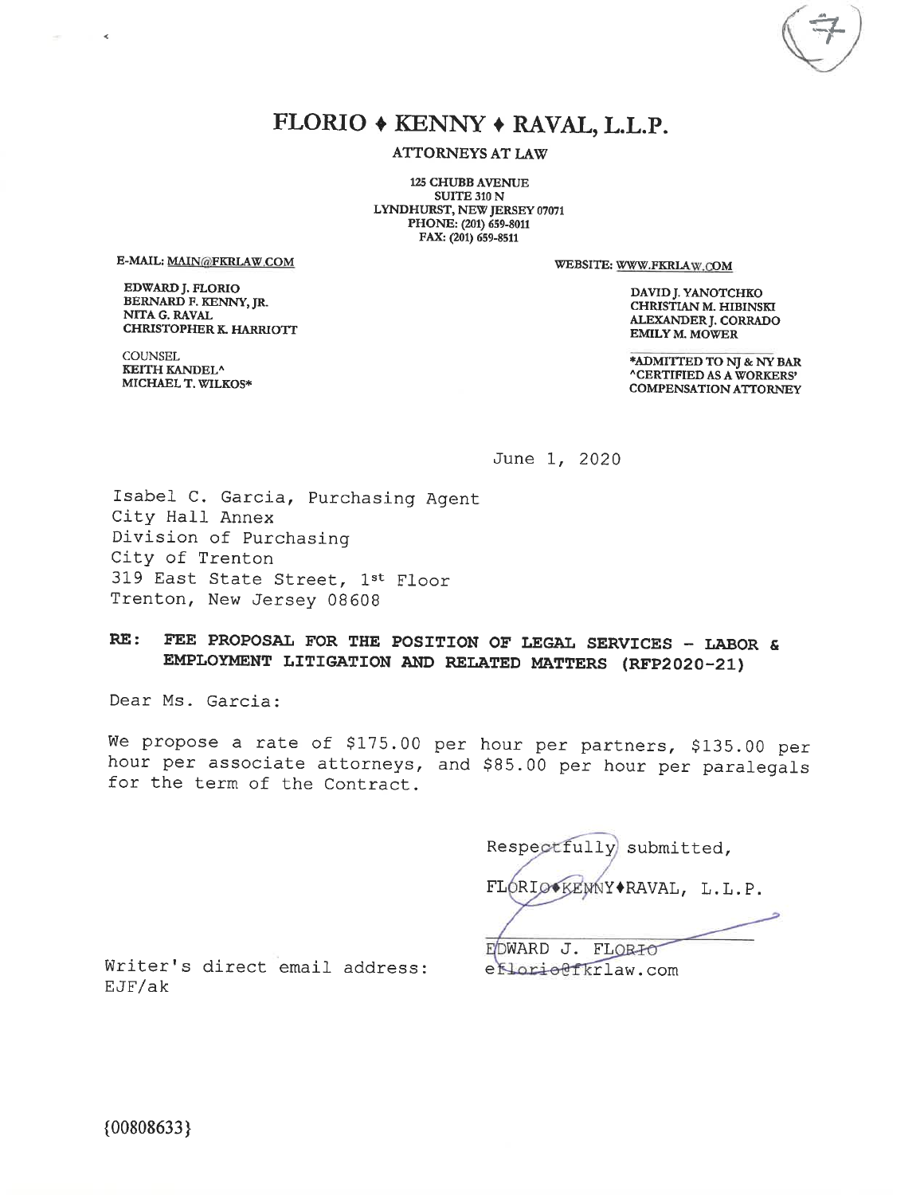# FLORIO ♦ KENNY ♦ RAVAL, L.L.P.

ATTORNEYS AT LAW

125 CHUBB AVENUE
SUITE 310 N
LYNDHURST, NEW JERSEY 07071
PHONE: (201) 659-8011
FAX: (201) 659-8511

E-MAIL: MAIN@FKRLAW.COM

WEBSITE: WWW.FKRLAW.COM

EDWARD J. FLORIO
BERNARD F. KENNY, JR.
NITA G. RAVAL
CHRISTOPHER K. HARRIOTT

COUNSEL
KEITH KANDEL^
MICHAEL T. WILKOS*

DAVID J. YANOTCHKO
CHRISTIAN M. HIBINSKI
ALEXANDER J. CORRADO
EMILY M. MOWER

*ADMITTED TO NJ & NY BAR
^CERTIFIED AS A WORKERS' COMPENSATION ATTORNEY

June 1, 2020

Isabel C. Garcia, Purchasing Agent
City Hall Annex
Division of Purchasing
City of Trenton
319 East State Street, 1st Floor
Trenton, New Jersey 08608

**RE: FEE PROPOSAL FOR THE POSITION OF LEGAL SERVICES - LABOR & EMPLOYMENT LITIGATION AND RELATED MATTERS (RFP2020-21)**

Dear Ms. Garcia:

We propose a rate of $175.00 per hour per partners, $135.00 per hour per associate attorneys, and $85.00 per hour per paralegals for the term of the Contract.

Respectfully submitted,

FLORIO♦KENNY♦RAVAL, L.L.P.

EDWARD J. FLORIO

Writer's direct email address: eflorio@fkrlaw.com

EJF/ak

{00808633}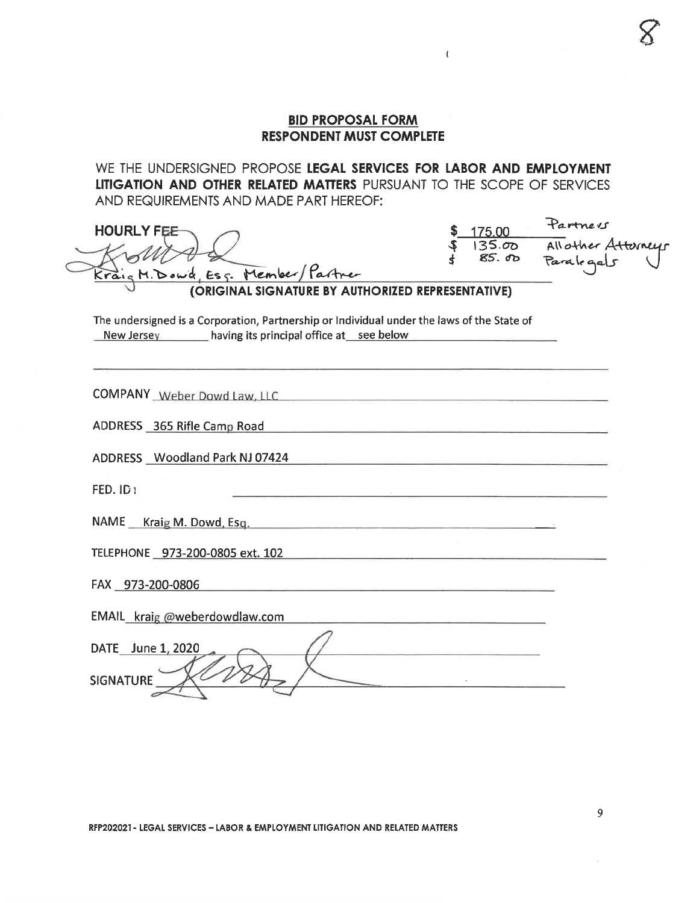8

## BID PROPOSAL FORM
## RESPONDENT MUST COMPLETE

WE THE UNDERSIGNED PROPOSE **LEGAL SERVICES FOR LABOR AND EMPLOYMENT LITIGATION AND OTHER RELATED MATTERS** PURSUANT TO THE SCOPE OF SERVICES AND REQUIREMENTS AND MADE PART HEREOF:

**HOURLY FEE**

| | |
|---|---|
| $ 175.00 | Partners |
| $ 135.00 | All other Attorneys |
| $ 85.00 | Paralegals |

Kraig M. Dowd, Esq. Member/Partner

**(ORIGINAL SIGNATURE BY AUTHORIZED REPRESENTATIVE)**

The undersigned is a Corporation, Partnership or Individual under the laws of the State of New Jersey having its principal office at see below

COMPANY Weber Dowd Law, LLC

ADDRESS 365 Rifle Camp Road

ADDRESS Woodland Park NJ 07424

FED. ID:

NAME Kraig M. Dowd, Esq.

TELEPHONE 973-200-0805 ext. 102

FAX 973-200-0806

EMAIL kraig @weberdowdlaw.com

DATE June 1, 2020

SIGNATURE

RFP202021 - LEGAL SERVICES – LABOR & EMPLOYMENT LITIGATION AND RELATED MATTERS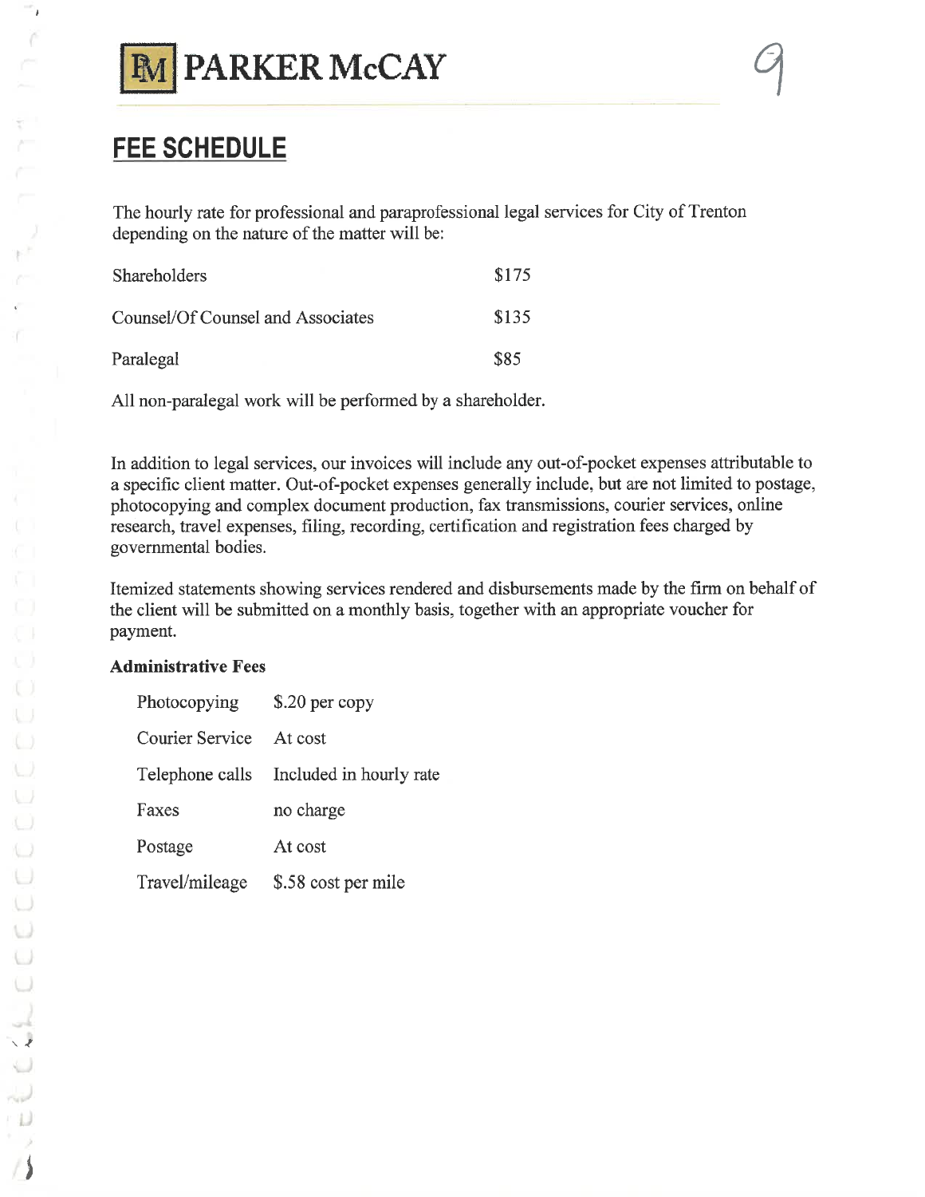PARKER McCAY

# FEE SCHEDULE

The hourly rate for professional and paraprofessional legal services for City of Trenton depending on the nature of the matter will be:

| | |
|---|---|
| Shareholders | $175 |
| Counsel/Of Counsel and Associates | $135 |
| Paralegal | $85 |

All non-paralegal work will be performed by a shareholder.

In addition to legal services, our invoices will include any out-of-pocket expenses attributable to a specific client matter. Out-of-pocket expenses generally include, but are not limited to postage, photocopying and complex document production, fax transmissions, courier services, online research, travel expenses, filing, recording, certification and registration fees charged by governmental bodies.

Itemized statements showing services rendered and disbursements made by the firm on behalf of the client will be submitted on a monthly basis, together with an appropriate voucher for payment.

**Administrative Fees**

| | |
|---|---|
| Photocopying | $.20 per copy |
| Courier Service | At cost |
| Telephone calls | Included in hourly rate |
| Faxes | no charge |
| Postage | At cost |
| Travel/mileage | $.58 cost per mile |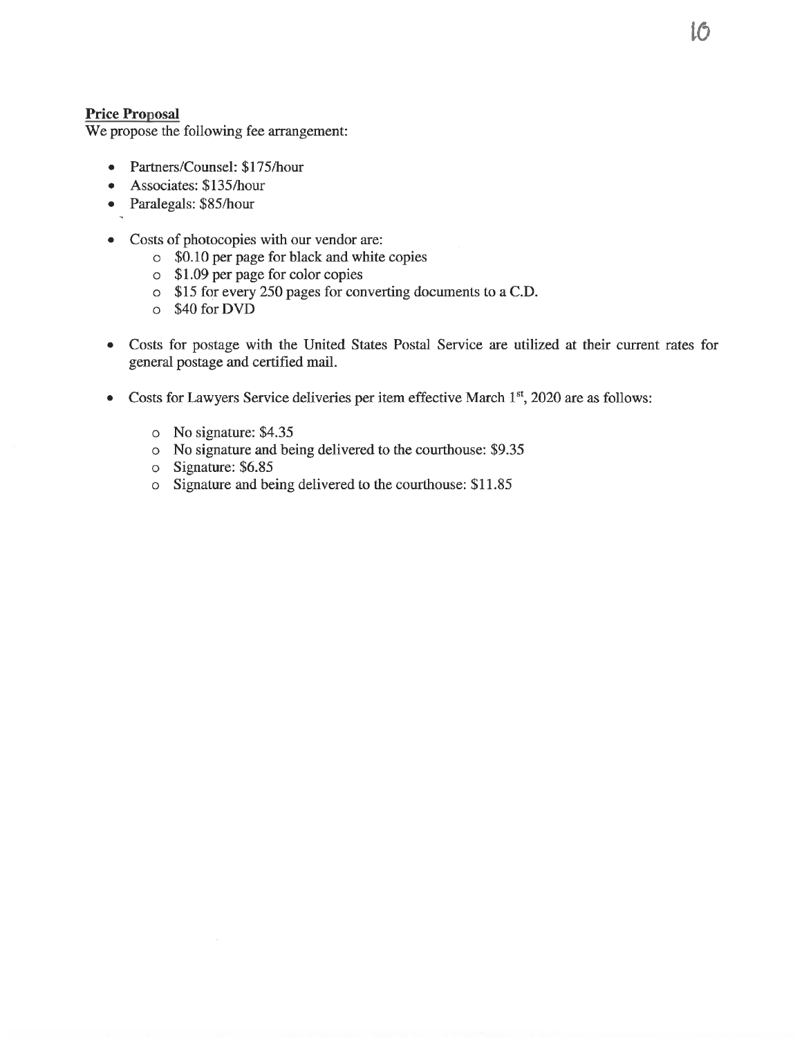**Price Proposal**

We propose the following fee arrangement:

- Partners/Counsel: $175/hour
- Associates: $135/hour
- Paralegals: $85/hour

- Costs of photocopies with our vendor are:
  - $0.10 per page for black and white copies
  - $1.09 per page for color copies
  - $15 for every 250 pages for converting documents to a C.D.
  - $40 for DVD

- Costs for postage with the United States Postal Service are utilized at their current rates for general postage and certified mail.

- Costs for Lawyers Service deliveries per item effective March 1st, 2020 are as follows:
  - No signature: $4.35
  - No signature and being delivered to the courthouse: $9.35
  - Signature: $6.85
  - Signature and being delivered to the courthouse: $11.85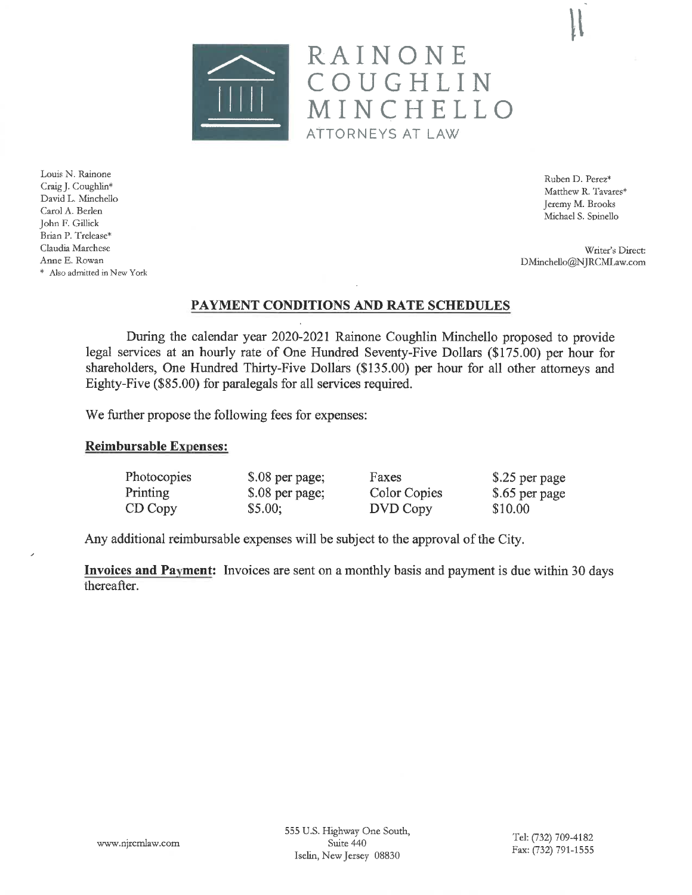# RAINONE COUGHLIN MINCHELLO

ATTORNEYS AT LAW

Louis N. Rainone
Craig J. Coughlin*
David L. Minchello
Carol A. Berlen
John F. Gillick
Brian P. Trelease*
Claudia Marchese
Anne E. Rowan
* Also admitted in New York

Ruben D. Perez*
Matthew R. Tavares*
Jeremy M. Brooks
Michael S. Spinello

Writer's Direct:
DMinchello@NJRCMLaw.com

## PAYMENT CONDITIONS AND RATE SCHEDULES

During the calendar year 2020-2021 Rainone Coughlin Minchello proposed to provide legal services at an hourly rate of One Hundred Seventy-Five Dollars ($175.00) per hour for shareholders, One Hundred Thirty-Five Dollars ($135.00) per hour for all other attorneys and Eighty-Five ($85.00) for paralegals for all services required.

We further propose the following fees for expenses:

**Reimbursable Expenses:**

| | | | |
|---|---|---|---|
| Photocopies | $.08 per page; | Faxes | $.25 per page |
| Printing | $.08 per page; | Color Copies | $.65 per page |
| CD Copy | $5.00; | DVD Copy | $10.00 |

Any additional reimbursable expenses will be subject to the approval of the City.

**Invoices and Payment:** Invoices are sent on a monthly basis and payment is due within 30 days thereafter.

www.njrcmlaw.com

555 U.S. Highway One South,
Suite 440
Iselin, New Jersey 08830

Tel: (732) 709-4182
Fax: (732) 791-1555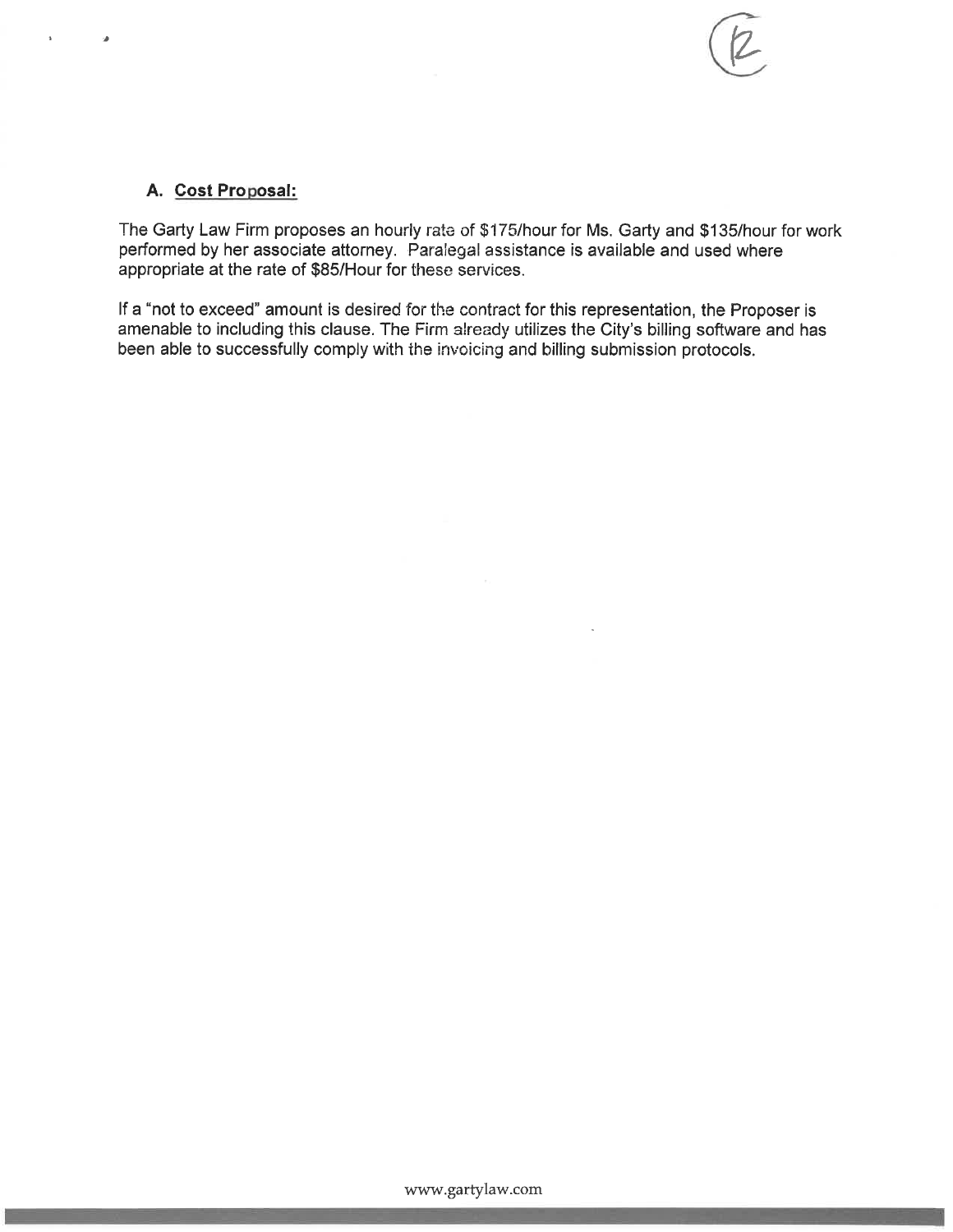### A. Cost Proposal:

The Garty Law Firm proposes an hourly rate of $175/hour for Ms. Garty and $135/hour for work performed by her associate attorney. Paralegal assistance is available and used where appropriate at the rate of $85/Hour for these services.

If a "not to exceed" amount is desired for the contract for this representation, the Proposer is amenable to including this clause. The Firm already utilizes the City's billing software and has been able to successfully comply with the invoicing and billing submission protocols.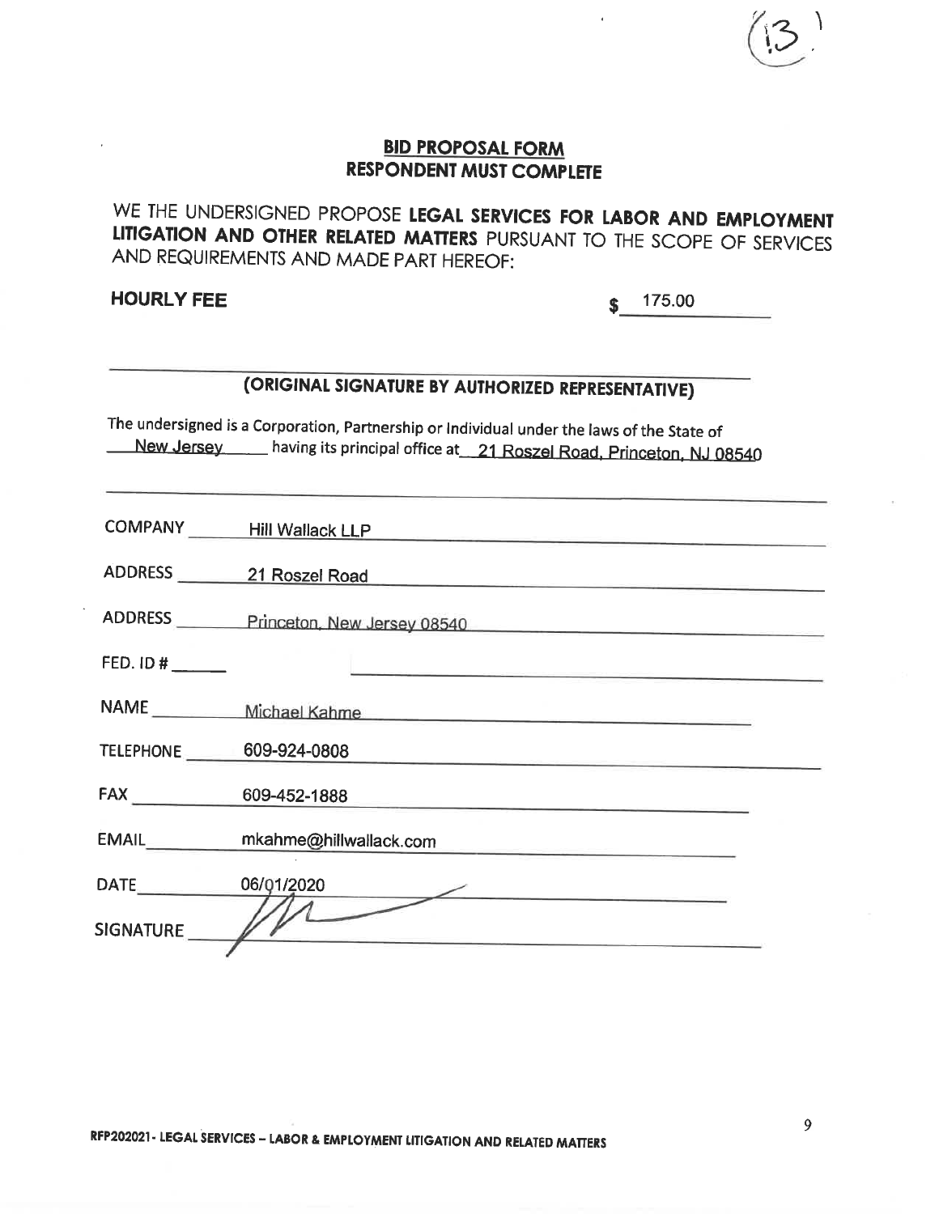(13)

## BID PROPOSAL FORM
## RESPONDENT MUST COMPLETE

WE THE UNDERSIGNED PROPOSE **LEGAL SERVICES FOR LABOR AND EMPLOYMENT LITIGATION AND OTHER RELATED MATTERS** PURSUANT TO THE SCOPE OF SERVICES AND REQUIREMENTS AND MADE PART HEREOF:

**HOURLY FEE** $ 175.00

**(ORIGINAL SIGNATURE BY AUTHORIZED REPRESENTATIVE)**

The undersigned is a Corporation, Partnership or Individual under the laws of the State of New Jersey having its principal office at 21 Roszel Road, Princeton, NJ 08540

COMPANY: Hill Wallack LLP

ADDRESS: 21 Roszel Road

ADDRESS: Princeton, New Jersey 08540

FED. ID #:

NAME: Michael Kahme

TELEPHONE: 609-924-0808

FAX: 609-452-1888

EMAIL: mkahme@hillwallack.com

DATE: 06/01/2020

SIGNATURE: [signature]

RFP202021- LEGAL SERVICES – LABOR & EMPLOYMENT LITIGATION AND RELATED MATTERS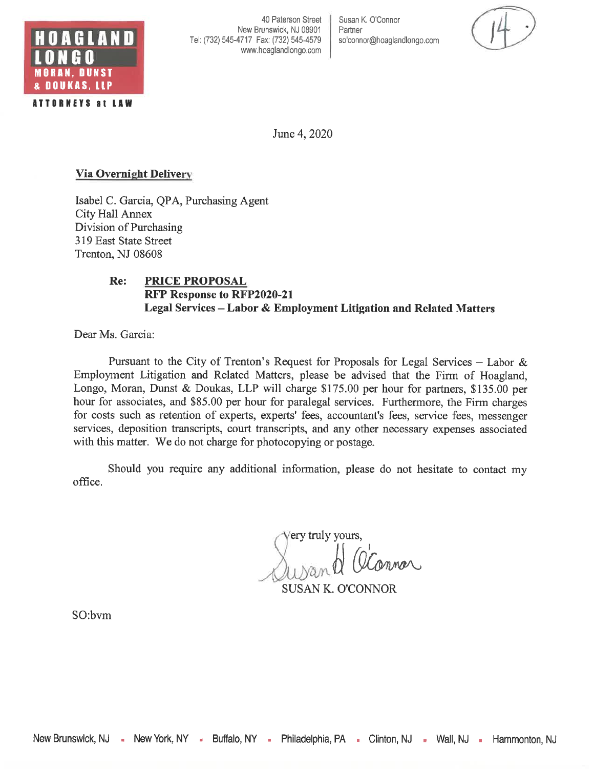**HOAGLAND LONGO MORAN, DUNST & DOUKAS, LLP**
**ATTORNEYS at LAW**

40 Paterson Street
New Brunswick, NJ 08901
Tel: (732) 545-4717 Fax: (732) 545-4579
www.hoaglandlongo.com

Susan K. O'Connor
Partner
so'connor@hoaglandlongo.com

(14.)

June 4, 2020

**Via Overnight Delivery**

Isabel C. Garcia, QPA, Purchasing Agent
City Hall Annex
Division of Purchasing
319 East State Street
Trenton, NJ 08608

**Re: PRICE PROPOSAL**
**RFP Response to RFP2020-21**
**Legal Services – Labor & Employment Litigation and Related Matters**

Dear Ms. Garcia:

Pursuant to the City of Trenton's Request for Proposals for Legal Services – Labor & Employment Litigation and Related Matters, please be advised that the Firm of Hoagland, Longo, Moran, Dunst & Doukas, LLP will charge $175.00 per hour for partners, $135.00 per hour for associates, and $85.00 per hour for paralegal services. Furthermore, the Firm charges for costs such as retention of experts, experts' fees, accountant's fees, service fees, messenger services, deposition transcripts, court transcripts, and any other necessary expenses associated with this matter. We do not charge for photocopying or postage.

Should you require any additional information, please do not hesitate to contact my office.

Very truly yours,

Susan K. O'Connor

SUSAN K. O'CONNOR

SO:bvm

New Brunswick, NJ ▪ New York, NY ▪ Buffalo, NY ▪ Philadelphia, PA ▪ Clinton, NJ ▪ Wall, NJ ▪ Hammonton, NJ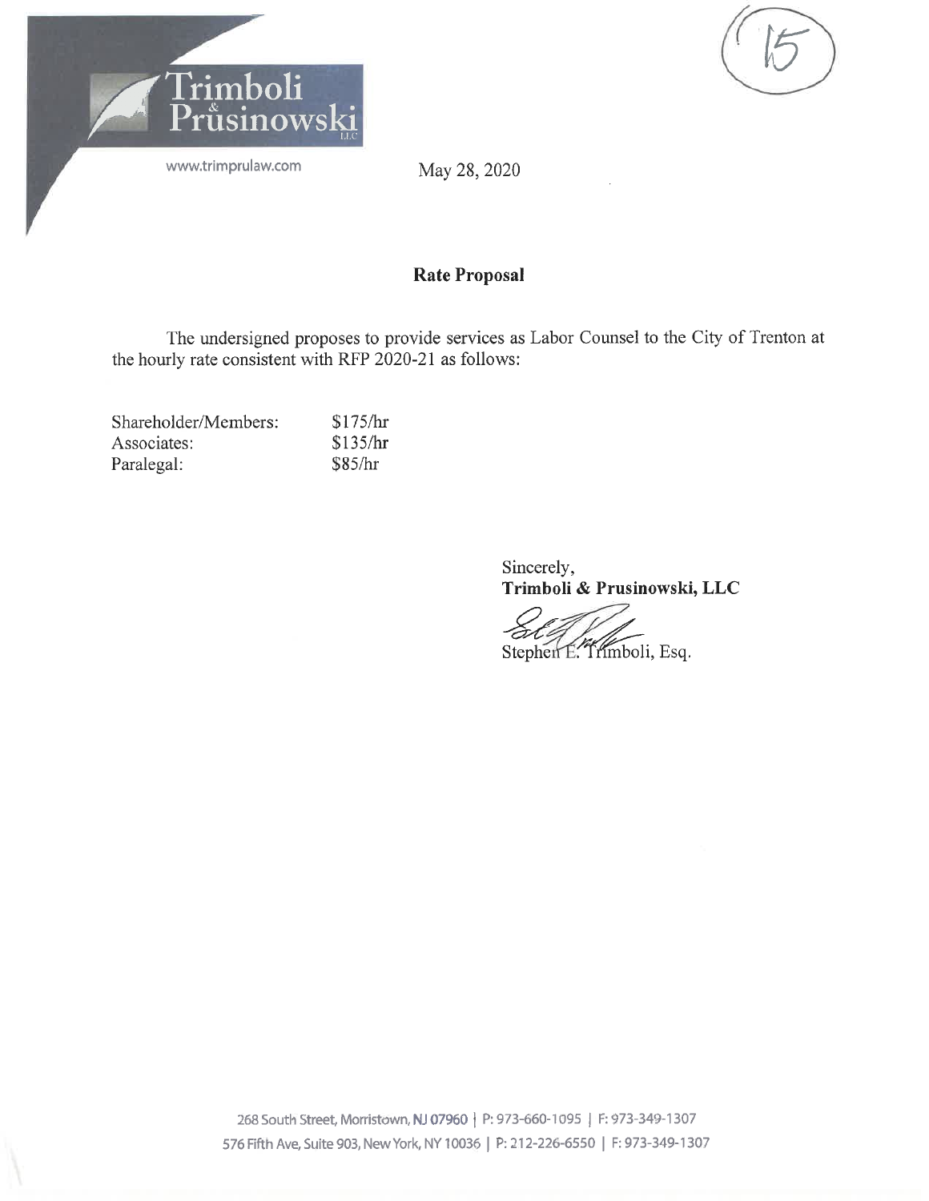Trimboli & Prusinowski LLC

www.trimprulaw.com

May 28, 2020

## Rate Proposal

The undersigned proposes to provide services as Labor Counsel to the City of Trenton at the hourly rate consistent with RFP 2020-21 as follows:

| | |
|---|---|
| Shareholder/Members: | $175/hr |
| Associates: | $135/hr |
| Paralegal: | $85/hr |

Sincerely,
**Trimboli & Prusinowski, LLC**

Stephen E. Trimboli, Esq.

268 South Street, Morristown, NJ 07960 | P: 973-660-1095 | F: 973-349-1307
576 Fifth Ave, Suite 903, New York, NY 10036 | P: 212-226-6550 | F: 973-349-1307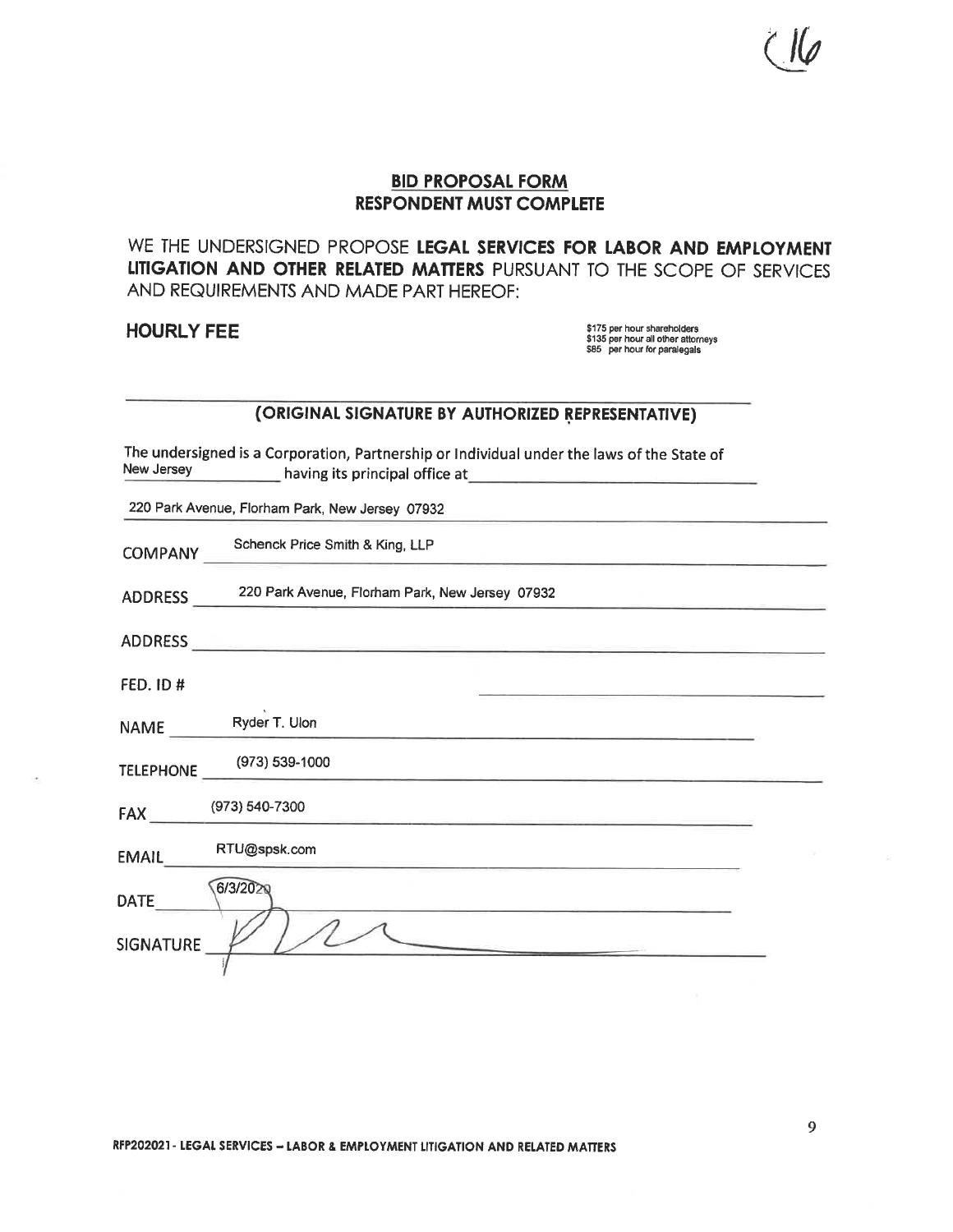C16

## BID PROPOSAL FORM
## RESPONDENT MUST COMPLETE

WE THE UNDERSIGNED PROPOSE **LEGAL SERVICES FOR LABOR AND EMPLOYMENT LITIGATION AND OTHER RELATED MATTERS** PURSUANT TO THE SCOPE OF SERVICES AND REQUIREMENTS AND MADE PART HEREOF:

**HOURLY FEE**

$175 per hour shareholders
$135 per hour all other attorneys
$85 per hour for paralegals

**(ORIGINAL SIGNATURE BY AUTHORIZED REPRESENTATIVE)**

The undersigned is a Corporation, Partnership or Individual under the laws of the State of New Jersey having its principal office at

220 Park Avenue, Florham Park, New Jersey 07932

COMPANY Schenck Price Smith & King, LLP

ADDRESS 220 Park Avenue, Florham Park, New Jersey 07932

ADDRESS

FED. ID #

NAME Ryder T. Ulon

TELEPHONE (973) 539-1000

FAX (973) 540-7300

EMAIL RTU@spsk.com

DATE 6/3/2020

SIGNATURE

RFP202021- LEGAL SERVICES – LABOR & EMPLOYMENT LITIGATION AND RELATED MATTERS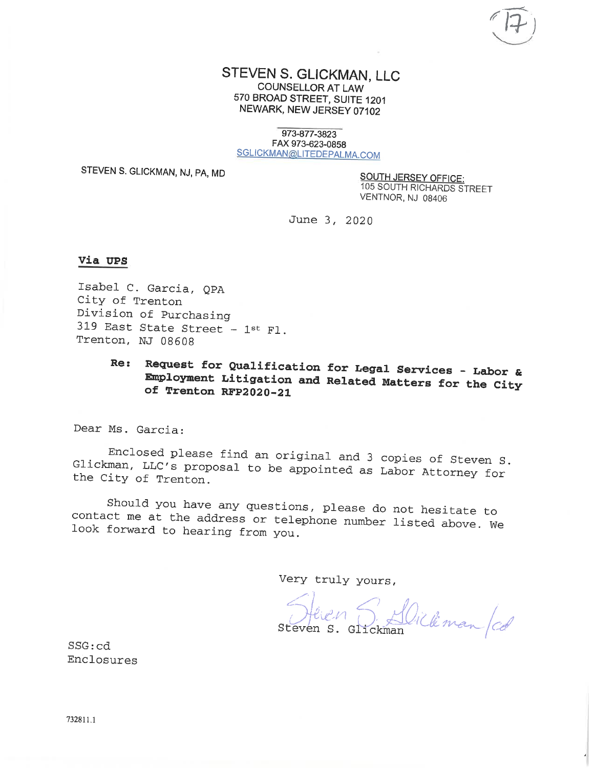(17)

# STEVEN S. GLICKMAN, LLC

COUNSELLOR AT LAW
570 BROAD STREET, SUITE 1201
NEWARK, NEW JERSEY 07102

973-877-3823
FAX 973-623-0858
SGLICKMAN@LITEDEPALMA.COM

STEVEN S. GLICKMAN, NJ, PA, MD

SOUTH JERSEY OFFICE:
105 SOUTH RICHARDS STREET
VENTNOR, NJ 08406

June 3, 2020

**Via UPS**

Isabel C. Garcia, QPA
City of Trenton
Division of Purchasing
319 East State Street – 1st Fl.
Trenton, NJ 08608

**Re: Request for Qualification for Legal Services - Labor & Employment Litigation and Related Matters for the City of Trenton RFP2020-21**

Dear Ms. Garcia:

Enclosed please find an original and 3 copies of Steven S. Glickman, LLC's proposal to be appointed as Labor Attorney for the City of Trenton.

Should you have any questions, please do not hesitate to contact me at the address or telephone number listed above. We look forward to hearing from you.

Very truly yours,

Steven S. Glickman /cd

Steven S. Glickman

SSG:cd
Enclosures

732811.1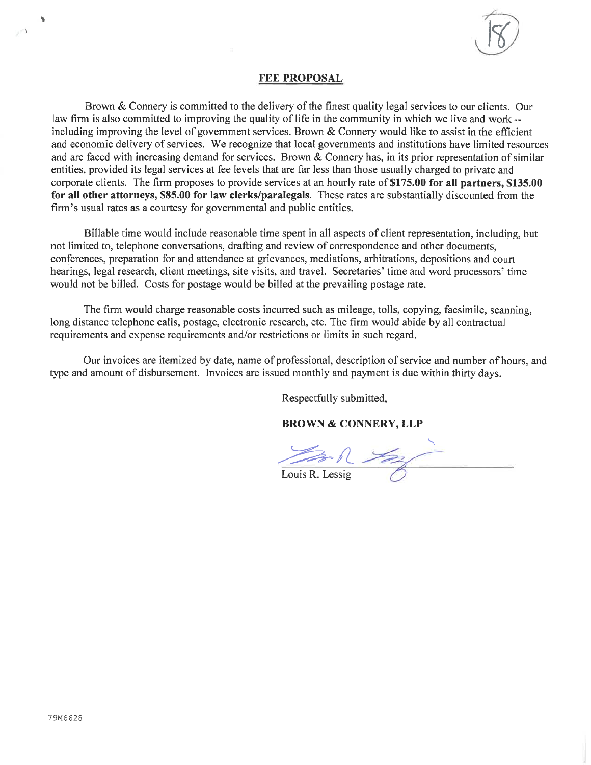## FEE PROPOSAL

Brown & Connery is committed to the delivery of the finest quality legal services to our clients. Our law firm is also committed to improving the quality of life in the community in which we live and work -- including improving the level of government services. Brown & Connery would like to assist in the efficient and economic delivery of services. We recognize that local governments and institutions have limited resources and are faced with increasing demand for services. Brown & Connery has, in its prior representation of similar entities, provided its legal services at fee levels that are far less than those usually charged to private and corporate clients. The firm proposes to provide services at an hourly rate of **$175.00 for all partners, $135.00 for all other attorneys, $85.00 for law clerks/paralegals**. These rates are substantially discounted from the firm's usual rates as a courtesy for governmental and public entities.

Billable time would include reasonable time spent in all aspects of client representation, including, but not limited to, telephone conversations, drafting and review of correspondence and other documents, conferences, preparation for and attendance at grievances, mediations, arbitrations, depositions and court hearings, legal research, client meetings, site visits, and travel. Secretaries' time and word processors' time would not be billed. Costs for postage would be billed at the prevailing postage rate.

The firm would charge reasonable costs incurred such as mileage, tolls, copying, facsimile, scanning, long distance telephone calls, postage, electronic research, etc. The firm would abide by all contractual requirements and expense requirements and/or restrictions or limits in such regard.

Our invoices are itemized by date, name of professional, description of service and number of hours, and type and amount of disbursement. Invoices are issued monthly and payment is due within thirty days.

Respectfully submitted,

**BROWN & CONNERY, LLP**

Louis R. Lessig

79M6628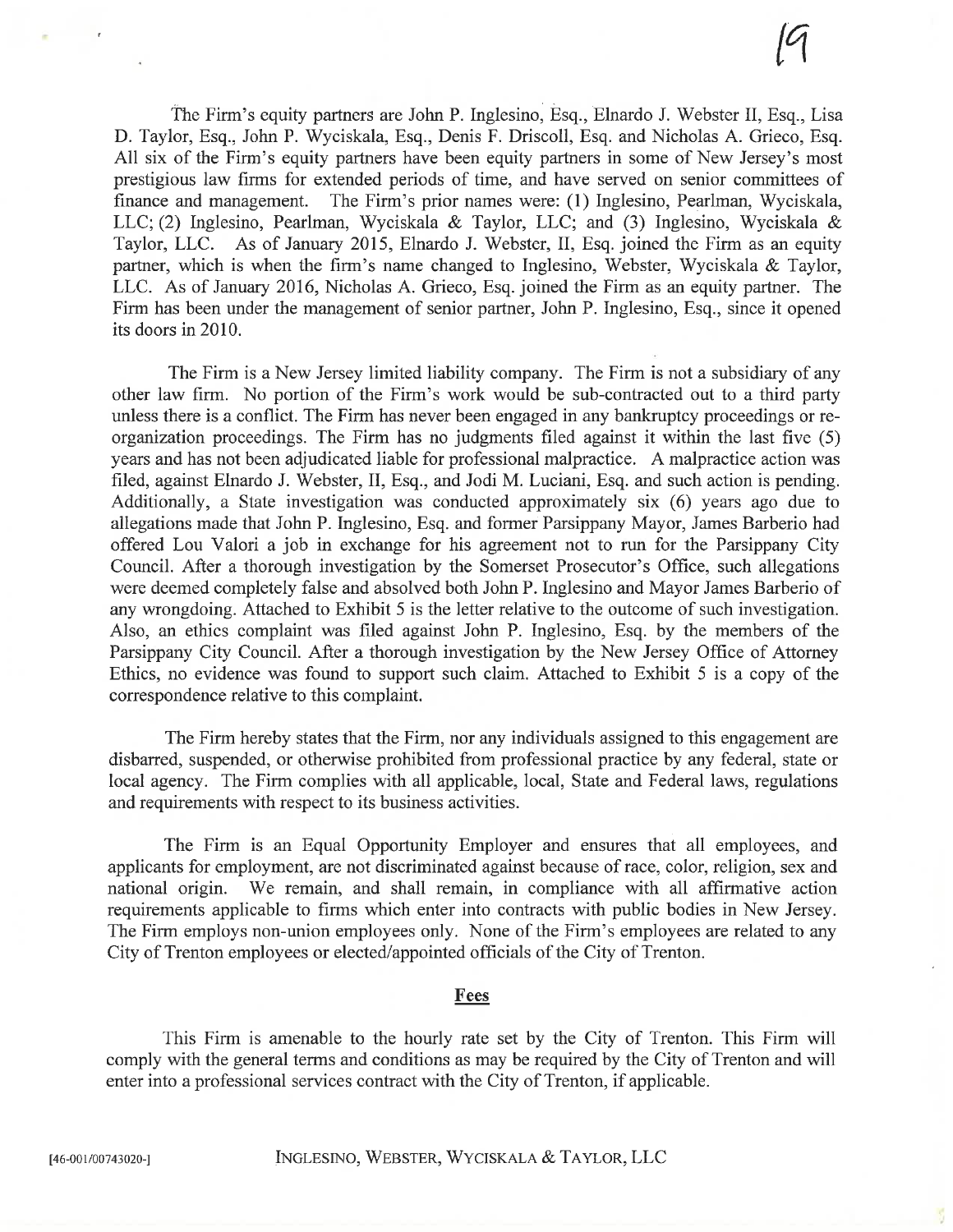The Firm's equity partners are John P. Inglesino, Esq., Elnardo J. Webster II, Esq., Lisa D. Taylor, Esq., John P. Wyciskala, Esq., Denis F. Driscoll, Esq. and Nicholas A. Grieco, Esq. All six of the Firm's equity partners have been equity partners in some of New Jersey's most prestigious law firms for extended periods of time, and have served on senior committees of finance and management. The Firm's prior names were: (1) Inglesino, Pearlman, Wyciskala, LLC; (2) Inglesino, Pearlman, Wyciskala & Taylor, LLC; and (3) Inglesino, Wyciskala & Taylor, LLC. As of January 2015, Elnardo J. Webster, II, Esq. joined the Firm as an equity partner, which is when the firm's name changed to Inglesino, Webster, Wyciskala & Taylor, LLC. As of January 2016, Nicholas A. Grieco, Esq. joined the Firm as an equity partner. The Firm has been under the management of senior partner, John P. Inglesino, Esq., since it opened its doors in 2010.

The Firm is a New Jersey limited liability company. The Firm is not a subsidiary of any other law firm. No portion of the Firm's work would be sub-contracted out to a third party unless there is a conflict. The Firm has never been engaged in any bankruptcy proceedings or re-organization proceedings. The Firm has no judgments filed against it within the last five (5) years and has not been adjudicated liable for professional malpractice. A malpractice action was filed, against Elnardo J. Webster, II, Esq., and Jodi M. Luciani, Esq. and such action is pending. Additionally, a State investigation was conducted approximately six (6) years ago due to allegations made that John P. Inglesino, Esq. and former Parsippany Mayor, James Barberio had offered Lou Valori a job in exchange for his agreement not to run for the Parsippany City Council. After a thorough investigation by the Somerset Prosecutor's Office, such allegations were deemed completely false and absolved both John P. Inglesino and Mayor James Barberio of any wrongdoing. Attached to Exhibit 5 is the letter relative to the outcome of such investigation. Also, an ethics complaint was filed against John P. Inglesino, Esq. by the members of the Parsippany City Council. After a thorough investigation by the New Jersey Office of Attorney Ethics, no evidence was found to support such claim. Attached to Exhibit 5 is a copy of the correspondence relative to this complaint.

The Firm hereby states that the Firm, nor any individuals assigned to this engagement are disbarred, suspended, or otherwise prohibited from professional practice by any federal, state or local agency. The Firm complies with all applicable, local, State and Federal laws, regulations and requirements with respect to its business activities.

The Firm is an Equal Opportunity Employer and ensures that all employees, and applicants for employment, are not discriminated against because of race, color, religion, sex and national origin. We remain, and shall remain, in compliance with all affirmative action requirements applicable to firms which enter into contracts with public bodies in New Jersey. The Firm employs non-union employees only. None of the Firm's employees are related to any City of Trenton employees or elected/appointed officials of the City of Trenton.

**Fees**

This Firm is amenable to the hourly rate set by the City of Trenton. This Firm will comply with the general terms and conditions as may be required by the City of Trenton and will enter into a professional services contract with the City of Trenton, if applicable.